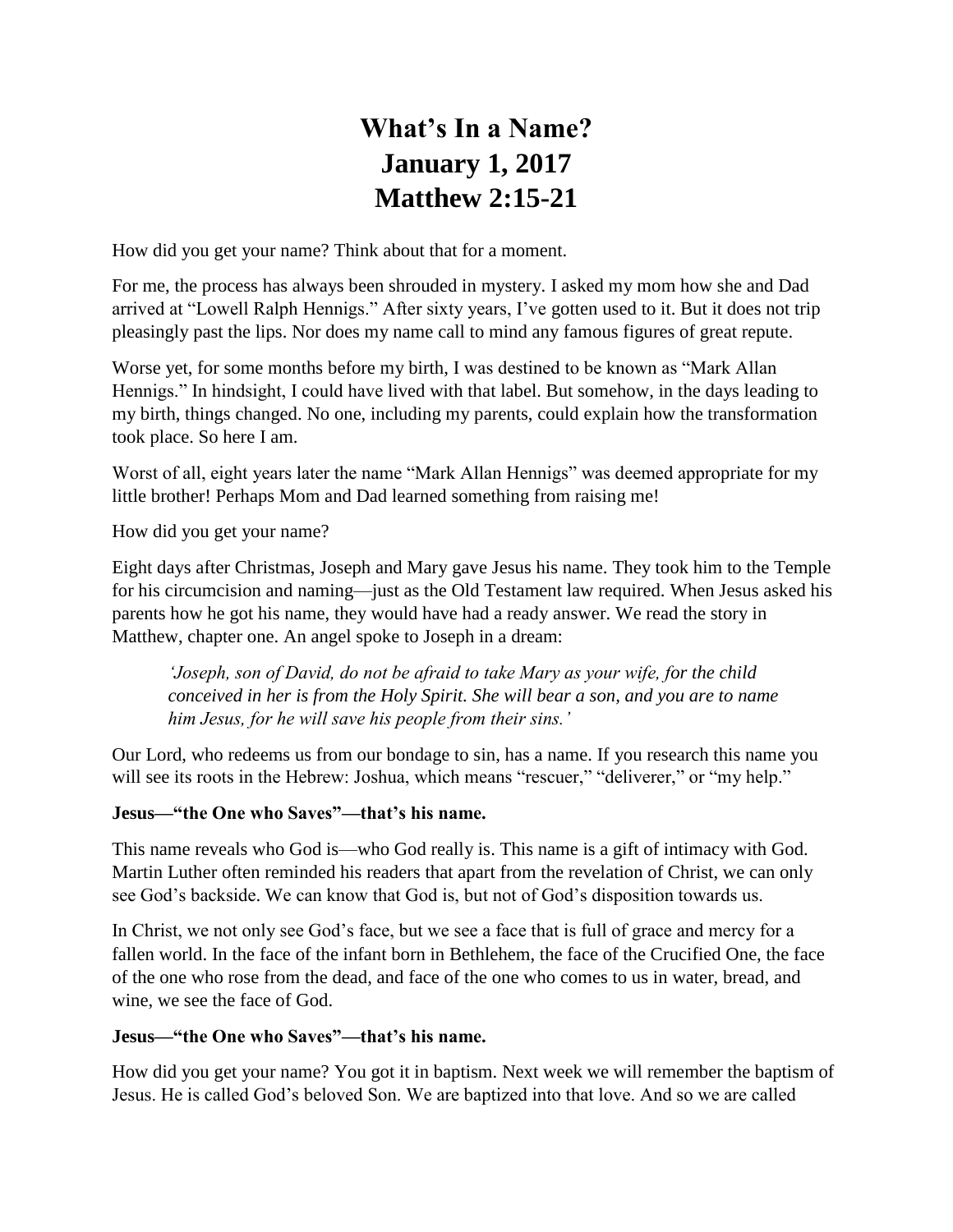# What's In a Name?
# January 1, 2017
# Matthew 2:15-21

How did you get your name? Think about that for a moment.

For me, the process has always been shrouded in mystery. I asked my mom how she and Dad arrived at "Lowell Ralph Hennigs." After sixty years, I've gotten used to it. But it does not trip pleasingly past the lips. Nor does my name call to mind any famous figures of great repute.

Worse yet, for some months before my birth, I was destined to be known as "Mark Allan Hennigs." In hindsight, I could have lived with that label. But somehow, in the days leading to my birth, things changed. No one, including my parents, could explain how the transformation took place. So here I am.

Worst of all, eight years later the name "Mark Allan Hennigs" was deemed appropriate for my little brother! Perhaps Mom and Dad learned something from raising me!

How did you get your name?

Eight days after Christmas, Joseph and Mary gave Jesus his name. They took him to the Temple for his circumcision and naming—just as the Old Testament law required. When Jesus asked his parents how he got his name, they would have had a ready answer. We read the story in Matthew, chapter one. An angel spoke to Joseph in a dream:

> *'Joseph, son of David, do not be afraid to take Mary as your wife, for the child conceived in her is from the Holy Spirit. She will bear a son, and you are to name him Jesus, for he will save his people from their sins.'*

Our Lord, who redeems us from our bondage to sin, has a name. If you research this name you will see its roots in the Hebrew: Joshua, which means "rescuer," "deliverer," or "my help."

**Jesus—"the One who Saves"—that's his name.**

This name reveals who God is—who God really is. This name is a gift of intimacy with God. Martin Luther often reminded his readers that apart from the revelation of Christ, we can only see God's backside. We can know that God is, but not of God's disposition towards us.

In Christ, we not only see God's face, but we see a face that is full of grace and mercy for a fallen world. In the face of the infant born in Bethlehem, the face of the Crucified One, the face of the one who rose from the dead, and face of the one who comes to us in water, bread, and wine, we see the face of God.

**Jesus—"the One who Saves"—that's his name.**

How did you get your name? You got it in baptism. Next week we will remember the baptism of Jesus. He is called God's beloved Son. We are baptized into that love. And so we are called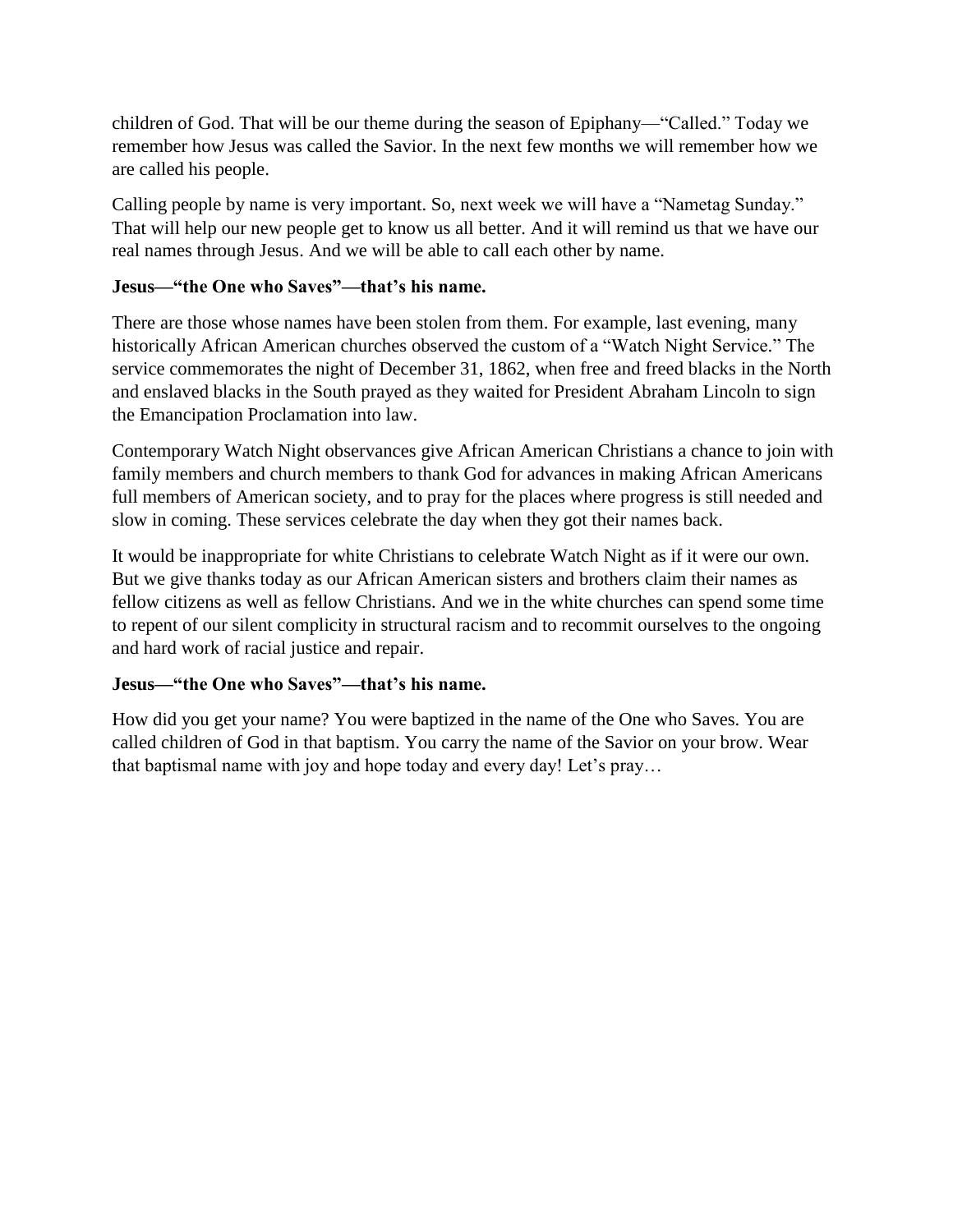children of God. That will be our theme during the season of Epiphany—"Called." Today we remember how Jesus was called the Savior. In the next few months we will remember how we are called his people.

Calling people by name is very important. So, next week we will have a "Nametag Sunday." That will help our new people get to know us all better. And it will remind us that we have our real names through Jesus. And we will be able to call each other by name.

**Jesus—"the One who Saves"—that's his name.**

There are those whose names have been stolen from them. For example, last evening, many historically African American churches observed the custom of a "Watch Night Service." The service commemorates the night of December 31, 1862, when free and freed blacks in the North and enslaved blacks in the South prayed as they waited for President Abraham Lincoln to sign the Emancipation Proclamation into law.

Contemporary Watch Night observances give African American Christians a chance to join with family members and church members to thank God for advances in making African Americans full members of American society, and to pray for the places where progress is still needed and slow in coming. These services celebrate the day when they got their names back.

It would be inappropriate for white Christians to celebrate Watch Night as if it were our own. But we give thanks today as our African American sisters and brothers claim their names as fellow citizens as well as fellow Christians. And we in the white churches can spend some time to repent of our silent complicity in structural racism and to recommit ourselves to the ongoing and hard work of racial justice and repair.

**Jesus—"the One who Saves"—that's his name.**

How did you get your name? You were baptized in the name of the One who Saves. You are called children of God in that baptism. You carry the name of the Savior on your brow. Wear that baptismal name with joy and hope today and every day! Let's pray…